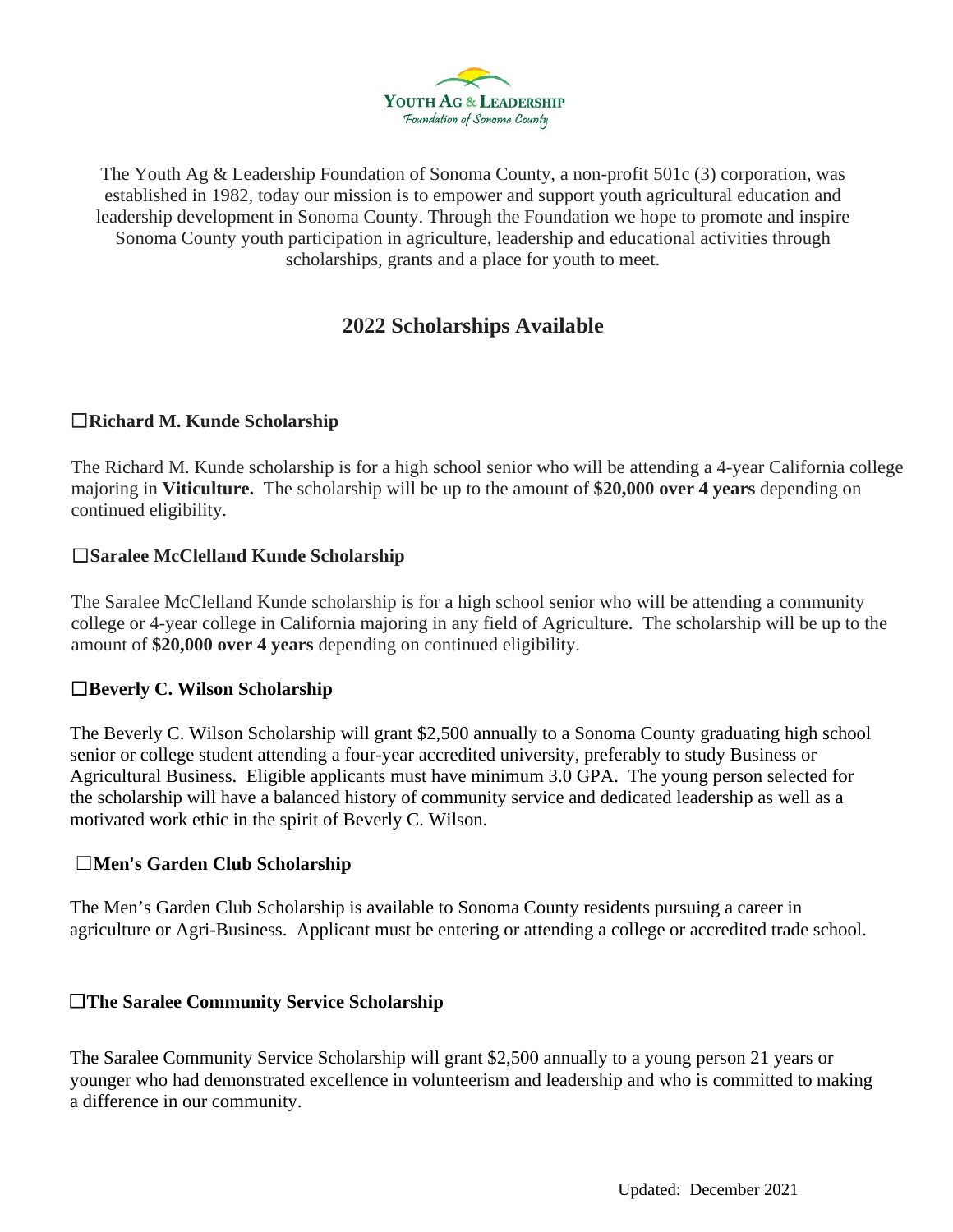YOUTH AG & LEADERSHIP
Foundation of Sonoma County

The Youth Ag & Leadership Foundation of Sonoma County, a non-profit 501c (3) corporation, was established in 1982, today our mission is to empower and support youth agricultural education and leadership development in Sonoma County. Through the Foundation we hope to promote and inspire Sonoma County youth participation in agriculture, leadership and educational activities through scholarships, grants and a place for youth to meet.

## 2022 Scholarships Available

### ☐Richard M. Kunde Scholarship

The Richard M. Kunde scholarship is for a high school senior who will be attending a 4-year California college majoring in **Viticulture.** The scholarship will be up to the amount of **$20,000 over 4 years** depending on continued eligibility.

### ☐Saralee McClelland Kunde Scholarship

The Saralee McClelland Kunde scholarship is for a high school senior who will be attending a community college or 4-year college in California majoring in any field of Agriculture. The scholarship will be up to the amount of **$20,000 over 4 years** depending on continued eligibility.

### ☐Beverly C. Wilson Scholarship

The Beverly C. Wilson Scholarship will grant $2,500 annually to a Sonoma County graduating high school senior or college student attending a four-year accredited university, preferably to study Business or Agricultural Business. Eligible applicants must have minimum 3.0 GPA. The young person selected for the scholarship will have a balanced history of community service and dedicated leadership as well as a motivated work ethic in the spirit of Beverly C. Wilson.

### ☐Men's Garden Club Scholarship

The Men's Garden Club Scholarship is available to Sonoma County residents pursuing a career in agriculture or Agri-Business. Applicant must be entering or attending a college or accredited trade school.

### ☐The Saralee Community Service Scholarship

The Saralee Community Service Scholarship will grant $2,500 annually to a young person 21 years or younger who had demonstrated excellence in volunteerism and leadership and who is committed to making a difference in our community.

Updated: December 2021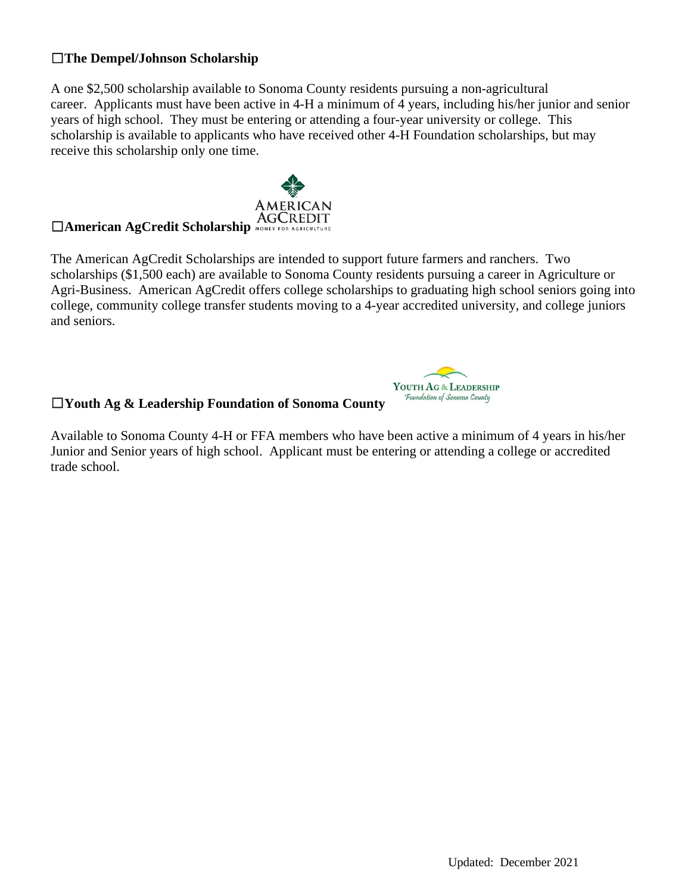☐**The Dempel/Johnson Scholarship**

A one $2,500 scholarship available to Sonoma County residents pursuing a non-agricultural career. Applicants must have been active in 4-H a minimum of 4 years, including his/her junior and senior years of high school. They must be entering or attending a four-year university or college. This scholarship is available to applicants who have received other 4-H Foundation scholarships, but may receive this scholarship only one time.

☐**American AgCredit Scholarship**

The American AgCredit Scholarships are intended to support future farmers and ranchers. Two scholarships ($1,500 each) are available to Sonoma County residents pursuing a career in Agriculture or Agri-Business. American AgCredit offers college scholarships to graduating high school seniors going into college, community college transfer students moving to a 4-year accredited university, and college juniors and seniors.

☐**Youth Ag & Leadership Foundation of Sonoma County**

Available to Sonoma County 4-H or FFA members who have been active a minimum of 4 years in his/her Junior and Senior years of high school. Applicant must be entering or attending a college or accredited trade school.

Updated: December 2021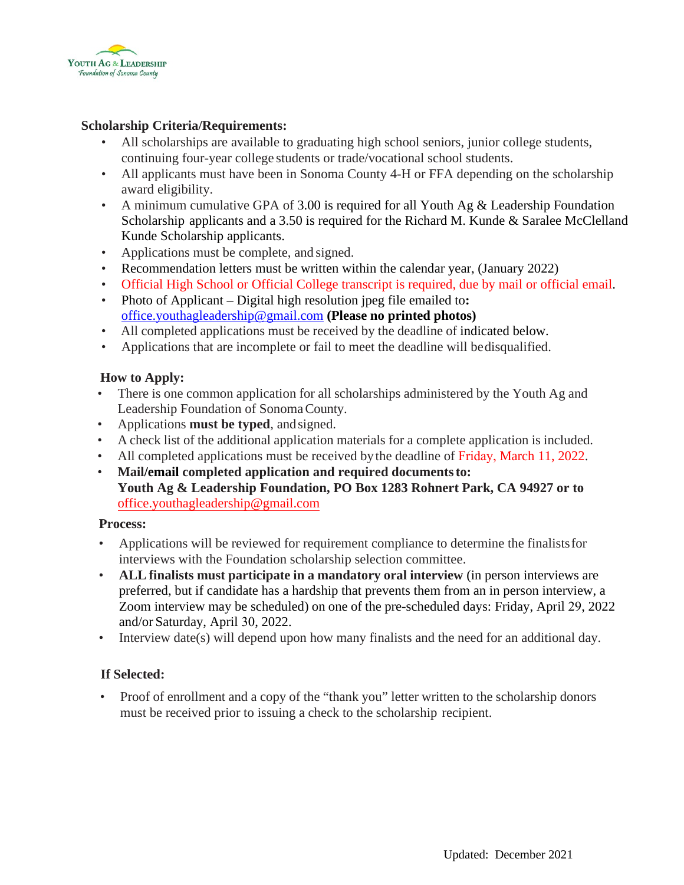Youth Ag & Leadership
Foundation of Sonoma County

**Scholarship Criteria/Requirements:**

- All scholarships are available to graduating high school seniors, junior college students, continuing four-year college students or trade/vocational school students.
- All applicants must have been in Sonoma County 4-H or FFA depending on the scholarship award eligibility.
- A minimum cumulative GPA of 3.00 is required for all Youth Ag & Leadership Foundation Scholarship applicants and a 3.50 is required for the Richard M. Kunde & Saralee McClelland Kunde Scholarship applicants.
- Applications must be complete, and signed.
- Recommendation letters must be written within the calendar year, (January 2022)
- Official High School or Official College transcript is required, due by mail or official email.
- Photo of Applicant – Digital high resolution jpeg file emailed to**:** office.youthagleadership@gmail.com **(Please no printed photos)**
- All completed applications must be received by the deadline of indicated below.
- Applications that are incomplete or fail to meet the deadline will be disqualified.

**How to Apply:**

- There is one common application for all scholarships administered by the Youth Ag and Leadership Foundation of Sonoma County.
- Applications **must be typed**, and signed.
- A check list of the additional application materials for a complete application is included.
- All completed applications must be received by the deadline of Friday, March 11, 2022.
- **Mail/email completed application and required documents to:**
  **Youth Ag & Leadership Foundation, PO Box 1283 Rohnert Park, CA 94927 or to** office.youthagleadership@gmail.com

**Process:**

- Applications will be reviewed for requirement compliance to determine the finalists for interviews with the Foundation scholarship selection committee.
- **ALL finalists must participate in a mandatory oral interview** (in person interviews are preferred, but if candidate has a hardship that prevents them from an in person interview, a Zoom interview may be scheduled) on one of the pre-scheduled days: Friday, April 29, 2022 and/or Saturday, April 30, 2022.
- Interview date(s) will depend upon how many finalists and the need for an additional day.

**If Selected:**

- Proof of enrollment and a copy of the "thank you" letter written to the scholarship donors must be received prior to issuing a check to the scholarship recipient.

Updated: December 2021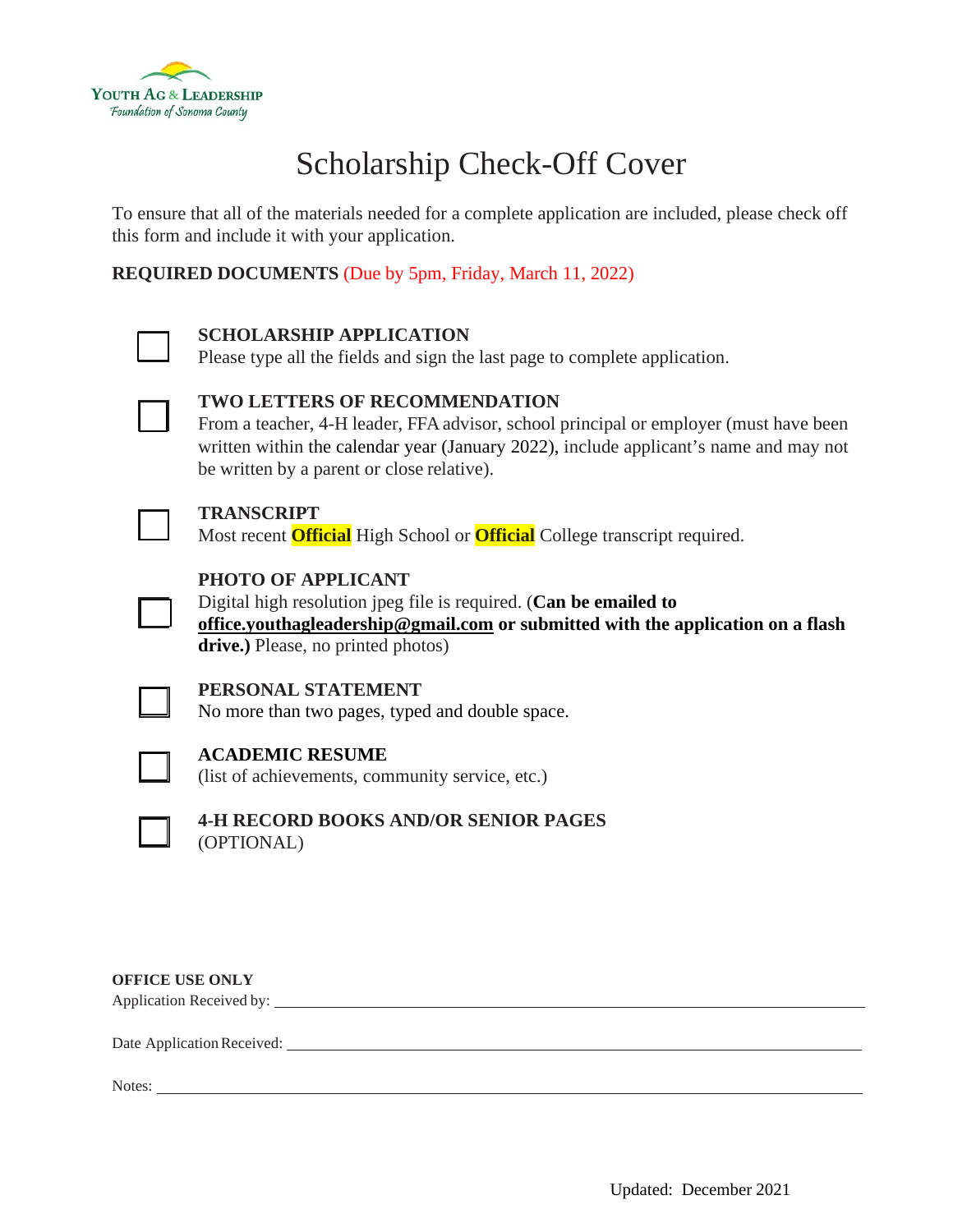Youth Ag & Leadership
Foundation of Sonoma County

# Scholarship Check-Off Cover

To ensure that all of the materials needed for a complete application are included, please check off this form and include it with your application.

**REQUIRED DOCUMENTS** (Due by 5pm, Friday, March 11, 2022)

- [ ] **SCHOLARSHIP APPLICATION**
  Please type all the fields and sign the last page to complete application.

- [ ] **TWO LETTERS OF RECOMMENDATION**
  From a teacher, 4-H leader, FFA advisor, school principal or employer (must have been written within the calendar year (January 2022), include applicant's name and may not be written by a parent or close relative).

- [ ] **TRANSCRIPT**
  Most recent **Official** High School or **Official** College transcript required.

- [ ] **PHOTO OF APPLICANT**
  Digital high resolution jpeg file is required. (**Can be emailed to office.youthagleadership@gmail.com or submitted with the application on a flash drive.)** Please, no printed photos)

- [ ] **PERSONAL STATEMENT**
  No more than two pages, typed and double space.

- [ ] **ACADEMIC RESUME**
  (list of achievements, community service, etc.)

- [ ] **4-H RECORD BOOKS AND/OR SENIOR PAGES**
  (OPTIONAL)

**OFFICE USE ONLY**

Application Received by: ______________________________

Date Application Received: ______________________________

Notes: ______________________________

Updated: December 2021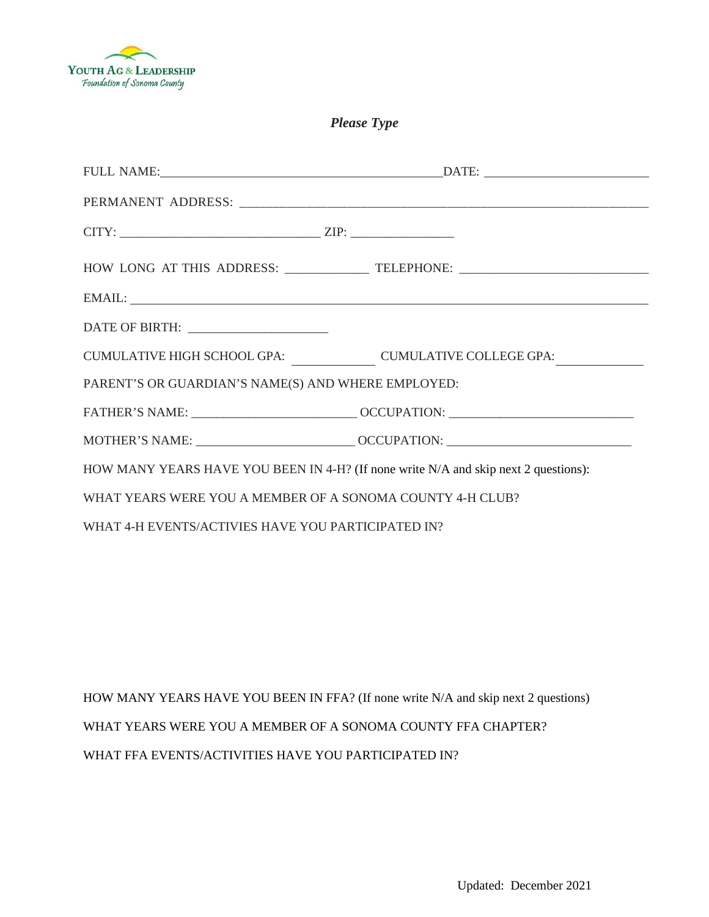YOUTH AG & LEADERSHIP
Foundation of Sonoma County

*Please Type*

FULL NAME:_____________________________________________DATE: __________________________

PERMANENT ADDRESS: _________________________________________________________________

CITY: _______________________________ ZIP: ________________

HOW LONG AT THIS ADDRESS: _____________ TELEPHONE: _____________________________

EMAIL: ______________________________________________________________________________

DATE OF BIRTH: ______________________

CUMULATIVE HIGH SCHOOL GPA: _____________ CUMULATIVE COLLEGE GPA: _____________

PARENT'S OR GUARDIAN'S NAME(S) AND WHERE EMPLOYED:

FATHER'S NAME: _________________________ OCCUPATION: ____________________________

MOTHER'S NAME: ________________________ OCCUPATION: ____________________________

HOW MANY YEARS HAVE YOU BEEN IN 4-H? (If none write N/A and skip next 2 questions):

WHAT YEARS WERE YOU A MEMBER OF A SONOMA COUNTY 4-H CLUB?

WHAT 4-H EVENTS/ACTIVIES HAVE YOU PARTICIPATED IN?

HOW MANY YEARS HAVE YOU BEEN IN FFA? (If none write N/A and skip next 2 questions)

WHAT YEARS WERE YOU A MEMBER OF A SONOMA COUNTY FFA CHAPTER?

WHAT FFA EVENTS/ACTIVITIES HAVE YOU PARTICIPATED IN?

Updated: December 2021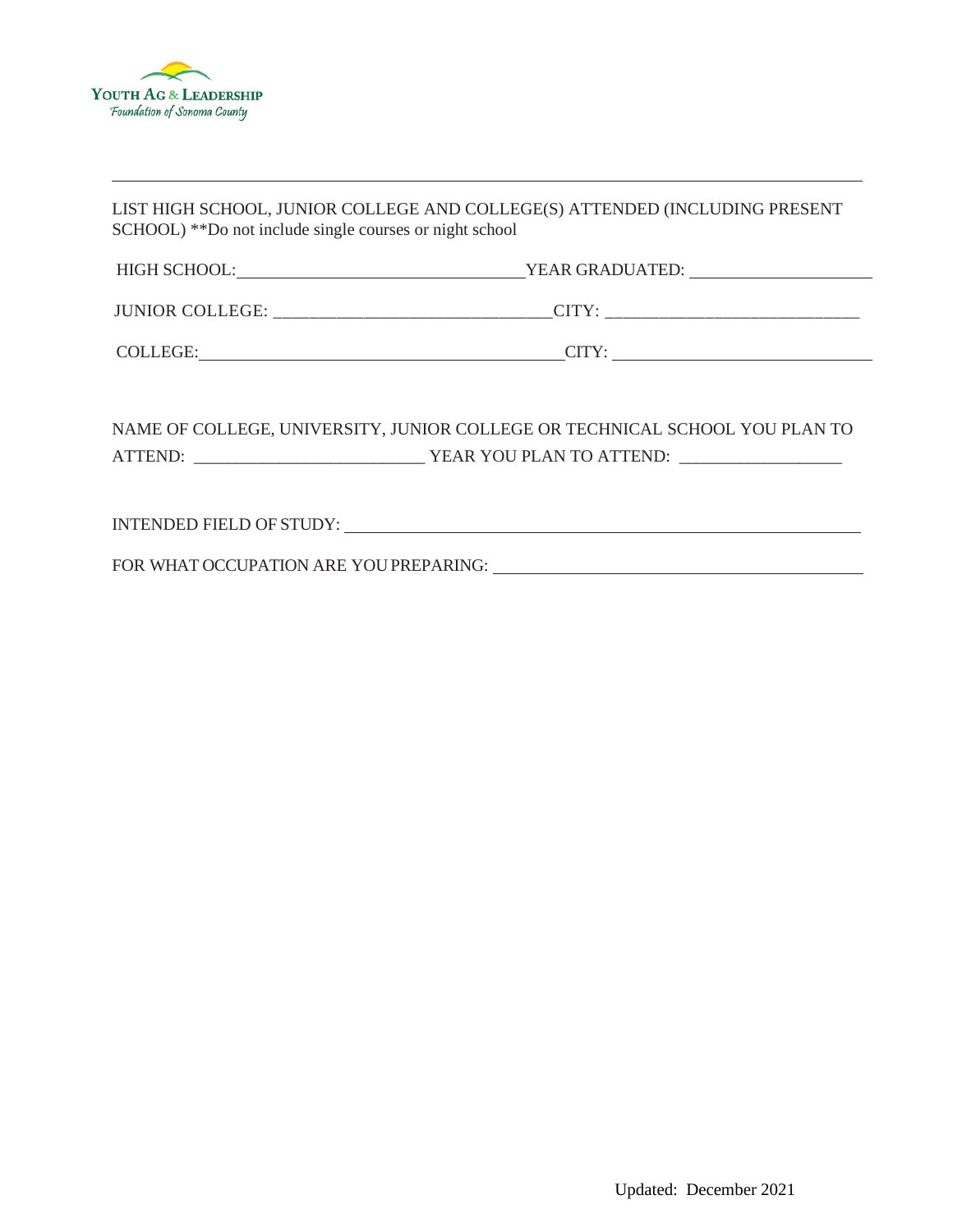LIST HIGH SCHOOL, JUNIOR COLLEGE AND COLLEGE(S) ATTENDED (INCLUDING PRESENT SCHOOL) **Do not include single courses or night school

HIGH SCHOOL: ________________________________ YEAR GRADUATED: ____________________

JUNIOR COLLEGE: ________________________________ CITY: ____________________________

COLLEGE: ________________________________________ CITY: ____________________________

NAME OF COLLEGE, UNIVERSITY, JUNIOR COLLEGE OR TECHNICAL SCHOOL YOU PLAN TO ATTEND: __________________________ YEAR YOU PLAN TO ATTEND: __________________

INTENDED FIELD OF STUDY: ____________________________________________________________

FOR WHAT OCCUPATION ARE YOU PREPARING: __________________________________________

Updated: December 2021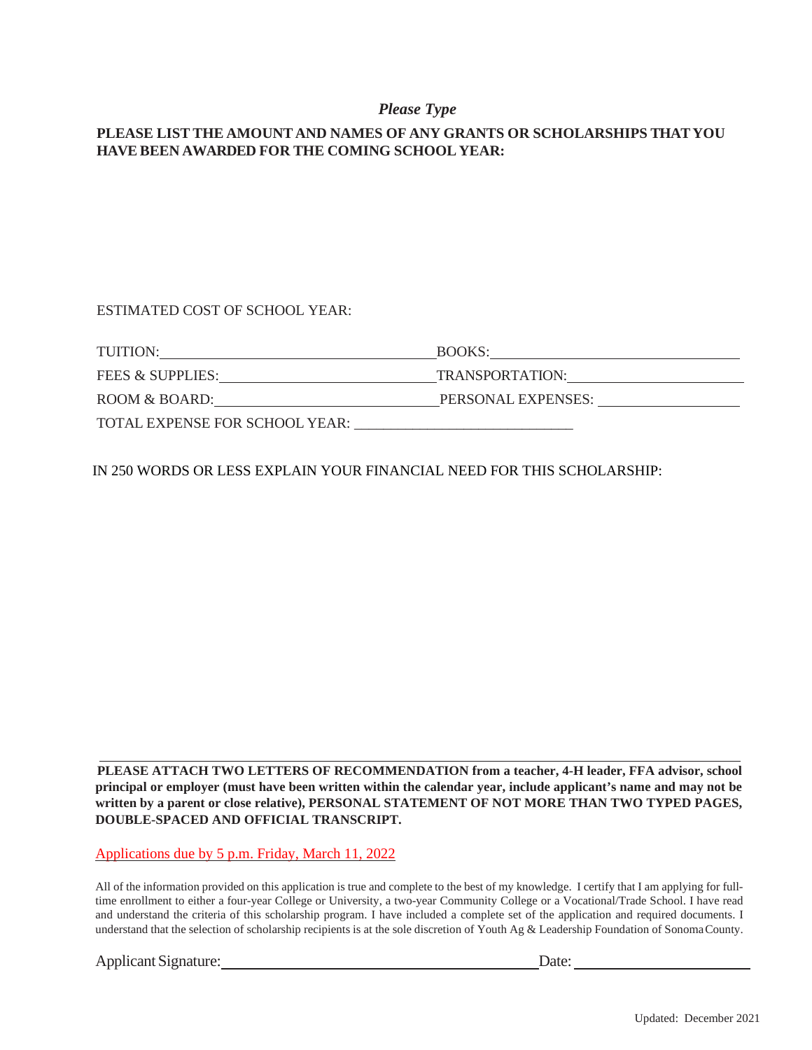*Please Type*

**PLEASE LIST THE AMOUNT AND NAMES OF ANY GRANTS OR SCHOLARSHIPS THAT YOU HAVE BEEN AWARDED FOR THE COMING SCHOOL YEAR:**

ESTIMATED COST OF SCHOOL YEAR:

TUITION: ____________________ BOOKS: ____________________

FEES & SUPPLIES: ____________________ TRANSPORTATION: ____________________

ROOM & BOARD: ____________________ PERSONAL EXPENSES: ____________________

TOTAL EXPENSE FOR SCHOOL YEAR: ____________________

IN 250 WORDS OR LESS EXPLAIN YOUR FINANCIAL NEED FOR THIS SCHOLARSHIP:

---

**PLEASE ATTACH TWO LETTERS OF RECOMMENDATION from a teacher, 4-H leader, FFA advisor, school principal or employer (must have been written within the calendar year, include applicant's name and may not be written by a parent or close relative), PERSONAL STATEMENT OF NOT MORE THAN TWO TYPED PAGES, DOUBLE-SPACED AND OFFICIAL TRANSCRIPT.**

Applications due by 5 p.m. Friday, March 11, 2022

All of the information provided on this application is true and complete to the best of my knowledge. I certify that I am applying for full-time enrollment to either a four-year College or University, a two-year Community College or a Vocational/Trade School. I have read and understand the criteria of this scholarship program. I have included a complete set of the application and required documents. I understand that the selection of scholarship recipients is at the sole discretion of Youth Ag & Leadership Foundation of Sonoma County.

Applicant Signature: ____________________ Date: ____________________

Updated: December 2021